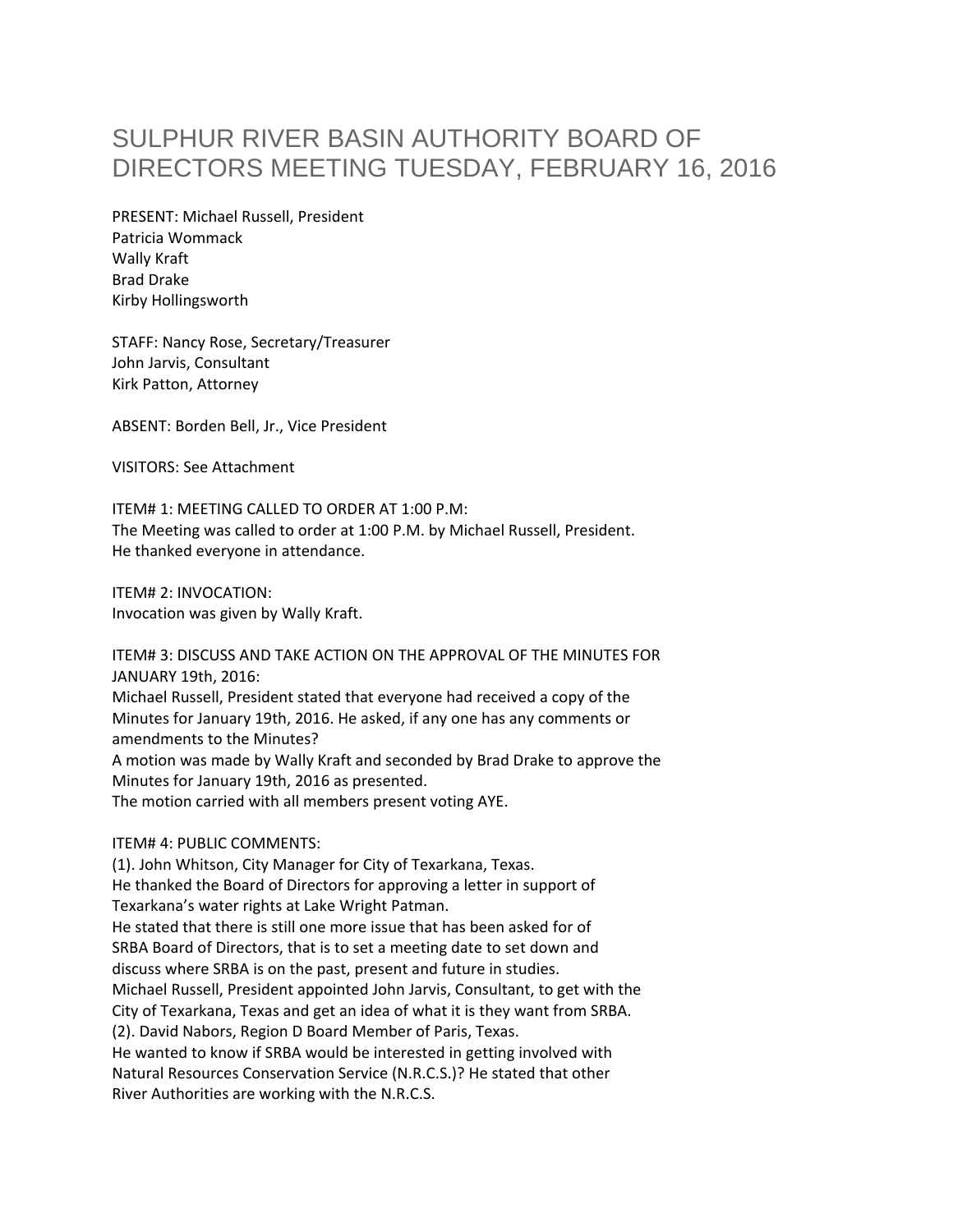# SULPHUR RIVER BASIN AUTHORITY BOARD OF DIRECTORS MEETING TUESDAY, FEBRUARY 16, 2016

PRESENT: Michael Russell, President
Patricia Wommack
Wally Kraft
Brad Drake
Kirby Hollingsworth

STAFF: Nancy Rose, Secretary/Treasurer
John Jarvis, Consultant
Kirk Patton, Attorney

ABSENT: Borden Bell, Jr., Vice President

VISITORS: See Attachment

ITEM# 1: MEETING CALLED TO ORDER AT 1:00 P.M:
The Meeting was called to order at 1:00 P.M. by Michael Russell, President.
He thanked everyone in attendance.

ITEM# 2: INVOCATION:
Invocation was given by Wally Kraft.

ITEM# 3: DISCUSS AND TAKE ACTION ON THE APPROVAL OF THE MINUTES FOR JANUARY 19th, 2016:
Michael Russell, President stated that everyone had received a copy of the Minutes for January 19th, 2016. He asked, if any one has any comments or amendments to the Minutes?
A motion was made by Wally Kraft and seconded by Brad Drake to approve the Minutes for January 19th, 2016 as presented.
The motion carried with all members present voting AYE.

ITEM# 4: PUBLIC COMMENTS:
(1). John Whitson, City Manager for City of Texarkana, Texas.
He thanked the Board of Directors for approving a letter in support of Texarkana's water rights at Lake Wright Patman.
He stated that there is still one more issue that has been asked for of SRBA Board of Directors, that is to set a meeting date to set down and discuss where SRBA is on the past, present and future in studies.
Michael Russell, President appointed John Jarvis, Consultant, to get with the City of Texarkana, Texas and get an idea of what it is they want from SRBA.
(2). David Nabors, Region D Board Member of Paris, Texas.
He wanted to know if SRBA would be interested in getting involved with Natural Resources Conservation Service (N.R.C.S.)? He stated that other River Authorities are working with the N.R.C.S.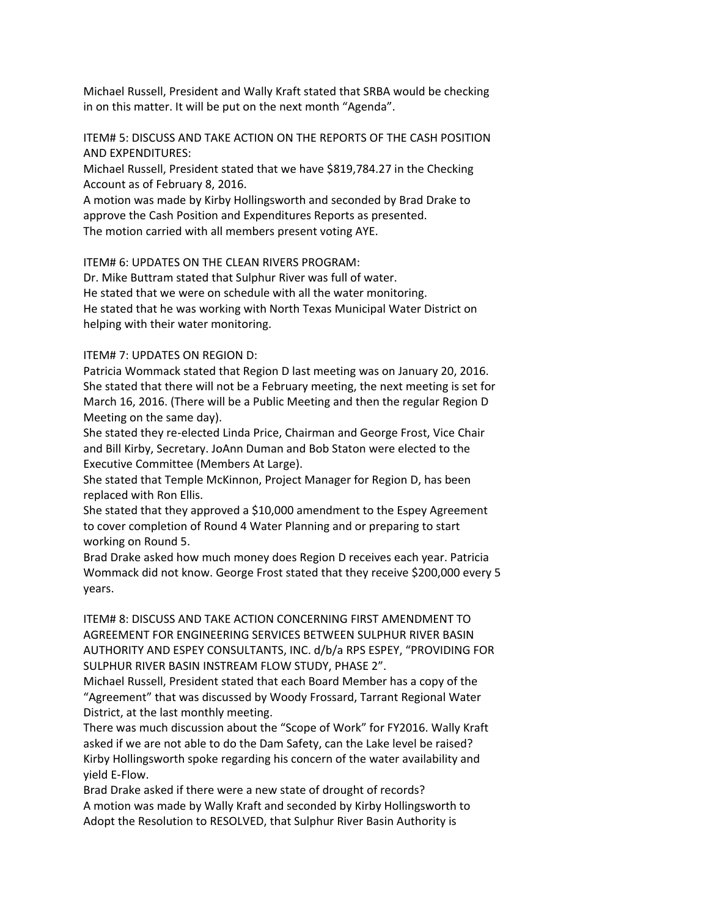Michael Russell, President and Wally Kraft stated that SRBA would be checking in on this matter. It will be put on the next month "Agenda".

ITEM# 5: DISCUSS AND TAKE ACTION ON THE REPORTS OF THE CASH POSITION AND EXPENDITURES:

Michael Russell, President stated that we have $819,784.27 in the Checking Account as of February 8, 2016.

A motion was made by Kirby Hollingsworth and seconded by Brad Drake to approve the Cash Position and Expenditures Reports as presented.

The motion carried with all members present voting AYE.

ITEM# 6: UPDATES ON THE CLEAN RIVERS PROGRAM:

Dr. Mike Buttram stated that Sulphur River was full of water.

He stated that we were on schedule with all the water monitoring.

He stated that he was working with North Texas Municipal Water District on helping with their water monitoring.

ITEM# 7: UPDATES ON REGION D:

Patricia Wommack stated that Region D last meeting was on January 20, 2016. She stated that there will not be a February meeting, the next meeting is set for March 16, 2016. (There will be a Public Meeting and then the regular Region D Meeting on the same day).

She stated they re-elected Linda Price, Chairman and George Frost, Vice Chair and Bill Kirby, Secretary. JoAnn Duman and Bob Staton were elected to the Executive Committee (Members At Large).

She stated that Temple McKinnon, Project Manager for Region D, has been replaced with Ron Ellis.

She stated that they approved a $10,000 amendment to the Espey Agreement to cover completion of Round 4 Water Planning and or preparing to start working on Round 5.

Brad Drake asked how much money does Region D receives each year. Patricia Wommack did not know. George Frost stated that they receive $200,000 every 5 years.

ITEM# 8: DISCUSS AND TAKE ACTION CONCERNING FIRST AMENDMENT TO AGREEMENT FOR ENGINEERING SERVICES BETWEEN SULPHUR RIVER BASIN AUTHORITY AND ESPEY CONSULTANTS, INC. d/b/a RPS ESPEY, "PROVIDING FOR SULPHUR RIVER BASIN INSTREAM FLOW STUDY, PHASE 2".

Michael Russell, President stated that each Board Member has a copy of the "Agreement" that was discussed by Woody Frossard, Tarrant Regional Water District, at the last monthly meeting.

There was much discussion about the "Scope of Work" for FY2016. Wally Kraft asked if we are not able to do the Dam Safety, can the Lake level be raised? Kirby Hollingsworth spoke regarding his concern of the water availability and yield E-Flow.

Brad Drake asked if there were a new state of drought of records?

A motion was made by Wally Kraft and seconded by Kirby Hollingsworth to Adopt the Resolution to RESOLVED, that Sulphur River Basin Authority is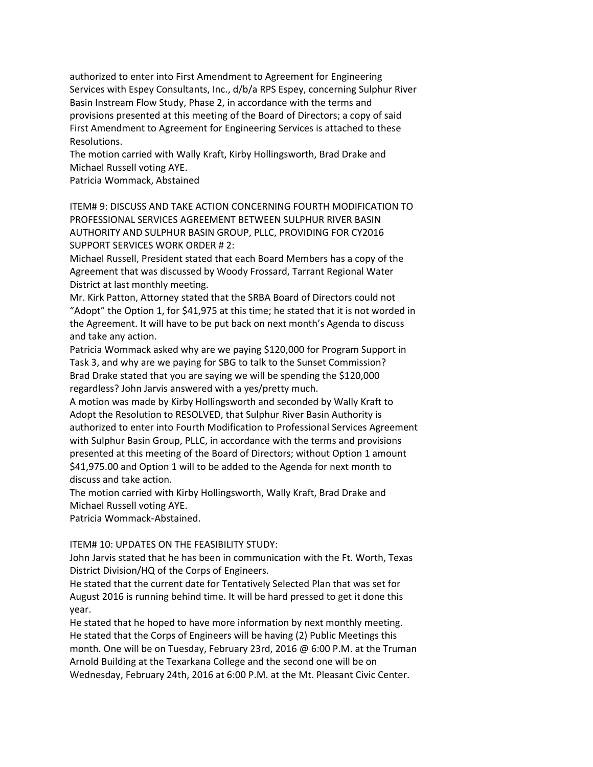authorized to enter into First Amendment to Agreement for Engineering Services with Espey Consultants, Inc., d/b/a RPS Espey, concerning Sulphur River Basin Instream Flow Study, Phase 2, in accordance with the terms and provisions presented at this meeting of the Board of Directors; a copy of said First Amendment to Agreement for Engineering Services is attached to these Resolutions.

The motion carried with Wally Kraft, Kirby Hollingsworth, Brad Drake and Michael Russell voting AYE.

Patricia Wommack, Abstained

ITEM# 9: DISCUSS AND TAKE ACTION CONCERNING FOURTH MODIFICATION TO PROFESSIONAL SERVICES AGREEMENT BETWEEN SULPHUR RIVER BASIN AUTHORITY AND SULPHUR BASIN GROUP, PLLC, PROVIDING FOR CY2016 SUPPORT SERVICES WORK ORDER # 2:

Michael Russell, President stated that each Board Members has a copy of the Agreement that was discussed by Woody Frossard, Tarrant Regional Water District at last monthly meeting.

Mr. Kirk Patton, Attorney stated that the SRBA Board of Directors could not "Adopt" the Option 1, for $41,975 at this time; he stated that it is not worded in the Agreement. It will have to be put back on next month's Agenda to discuss and take any action.

Patricia Wommack asked why are we paying $120,000 for Program Support in Task 3, and why are we paying for SBG to talk to the Sunset Commission?

Brad Drake stated that you are saying we will be spending the $120,000 regardless? John Jarvis answered with a yes/pretty much.

A motion was made by Kirby Hollingsworth and seconded by Wally Kraft to Adopt the Resolution to RESOLVED, that Sulphur River Basin Authority is authorized to enter into Fourth Modification to Professional Services Agreement with Sulphur Basin Group, PLLC, in accordance with the terms and provisions presented at this meeting of the Board of Directors; without Option 1 amount $41,975.00 and Option 1 will to be added to the Agenda for next month to discuss and take action.

The motion carried with Kirby Hollingsworth, Wally Kraft, Brad Drake and Michael Russell voting AYE.

Patricia Wommack-Abstained.

ITEM# 10: UPDATES ON THE FEASIBILITY STUDY:

John Jarvis stated that he has been in communication with the Ft. Worth, Texas District Division/HQ of the Corps of Engineers.

He stated that the current date for Tentatively Selected Plan that was set for August 2016 is running behind time. It will be hard pressed to get it done this year.

He stated that he hoped to have more information by next monthly meeting.

He stated that the Corps of Engineers will be having (2) Public Meetings this month. One will be on Tuesday, February 23rd, 2016 @ 6:00 P.M. at the Truman Arnold Building at the Texarkana College and the second one will be on Wednesday, February 24th, 2016 at 6:00 P.M. at the Mt. Pleasant Civic Center.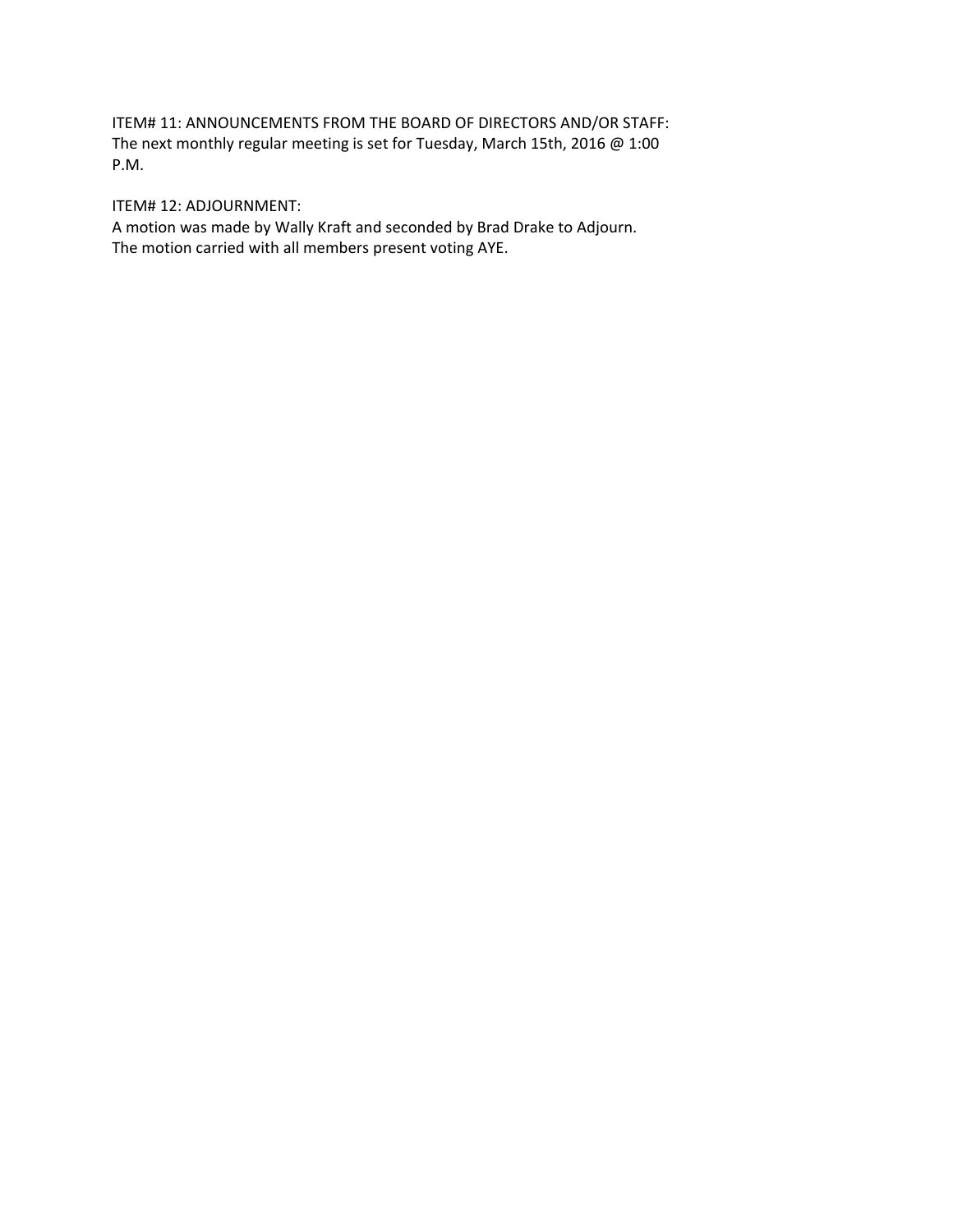ITEM# 11: ANNOUNCEMENTS FROM THE BOARD OF DIRECTORS AND/OR STAFF:
The next monthly regular meeting is set for Tuesday, March 15th, 2016 @ 1:00 P.M.

ITEM# 12: ADJOURNMENT:
A motion was made by Wally Kraft and seconded by Brad Drake to Adjourn.
The motion carried with all members present voting AYE.